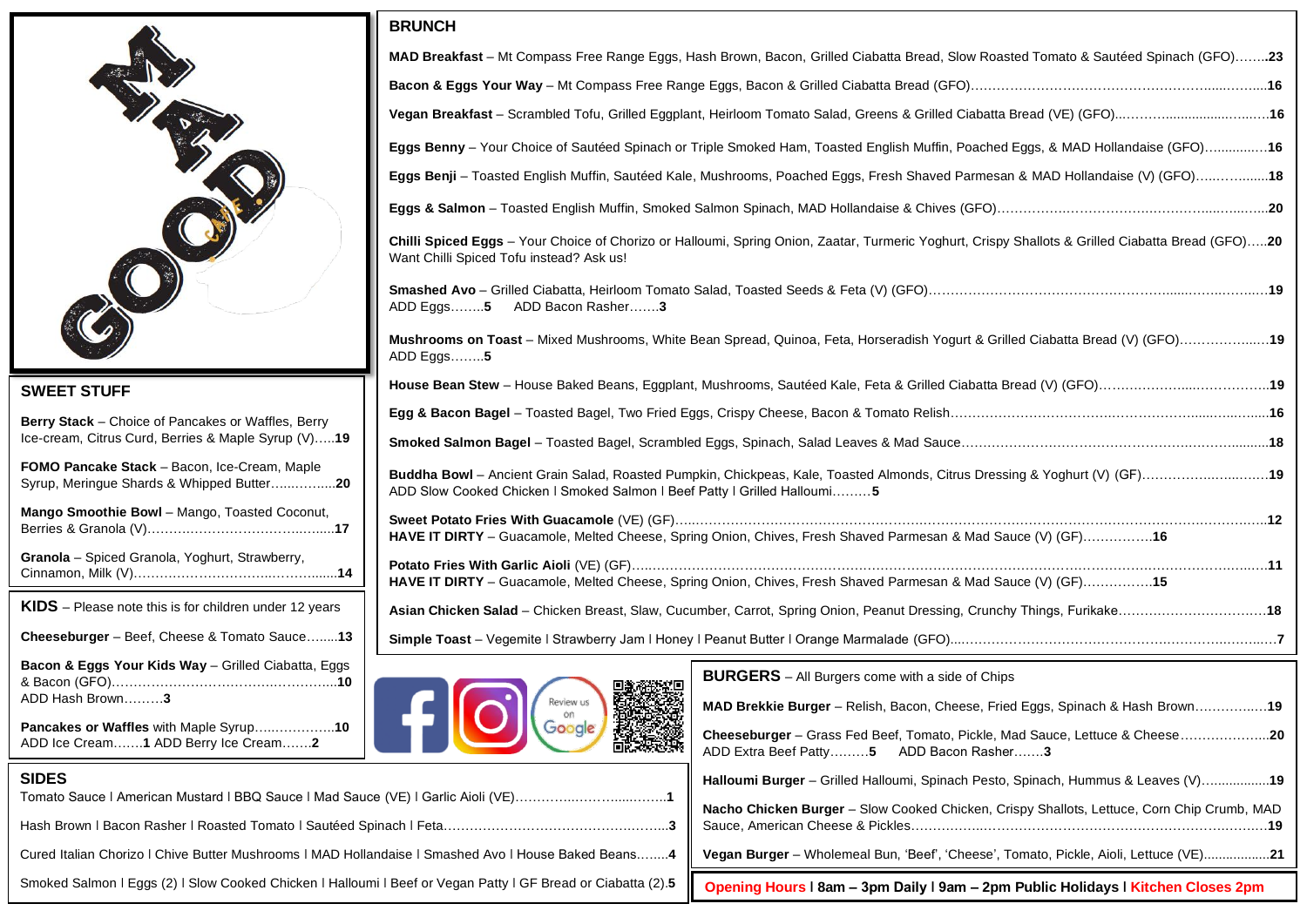## BRUNCH

**MAD Breakfast** – Mt Compass Free Range Eggs, Hash Brown, Bacon, Grilled Ciabatta Bread, Slow Roasted Tomato & Sautéed Spinach (GFO)……..**23**

**Bacon & Eggs Your Way** – Mt Compass Free Range Eggs, Bacon & Grilled Ciabatta Bread (GFO)……………………………………………………..**16**

**Vegan Breakfast** – Scrambled Tofu, Grilled Eggplant, Heirloom Tomato Salad, Greens & Grilled Ciabatta Bread (VE) (GFO)..……………………..**16**

**Eggs Benny** – Your Choice of Sautéed Spinach or Triple Smoked Ham, Toasted English Muffin, Poached Eggs, & MAD Hollandaise (GFO)……………..**16**

**Eggs Benji** – Toasted English Muffin, Sautéed Kale, Mushrooms, Poached Eggs, Fresh Shaved Parmesan & MAD Hollandaise (V) (GFO)………..**18**

**Eggs & Salmon** – Toasted English Muffin, Smoked Salmon Spinach, MAD Hollandaise & Chives (GFO)……………………………………………..**20**

**Chilli Spiced Eggs** – Your Choice of Chorizo or Halloumi, Spring Onion, Zaatar, Turmeric Yoghurt, Crispy Shallots & Grilled Ciabatta Bread (GFO)…..**20**
Want Chilli Spiced Tofu instead? Ask us!

**Smashed Avo** – Grilled Ciabatta, Heirloom Tomato Salad, Toasted Seeds & Feta (V) (GFO)……………………………………………………………..**19**
ADD Eggs……..**5** ADD Bacon Rasher…….**3**

**Mushrooms on Toast** – Mixed Mushrooms, White Bean Spread, Quinoa, Feta, Horseradish Yogurt & Grilled Ciabatta Bread (V) (GFO)……………..**19**
ADD Eggs……..**5**

**House Bean Stew** – House Baked Beans, Eggplant, Mushrooms, Sautéed Kale, Feta & Grilled Ciabatta Bread (V) (GFO)…………………………..**19**

**Egg & Bacon Bagel** – Toasted Bagel, Two Fried Eggs, Crispy Cheese, Bacon & Tomato Relish…………………………………………………..**16**

**Smoked Salmon Bagel** – Toasted Bagel, Scrambled Eggs, Spinach, Salad Leaves & Mad Sauce……………………………………………………..**18**

**Buddha Bowl** – Ancient Grain Salad, Roasted Pumpkin, Chickpeas, Kale, Toasted Almonds, Citrus Dressing & Yoghurt (V) (GF)…………………..**19**
ADD Slow Cooked Chicken | Smoked Salmon | Beef Patty | Grilled Halloumi………**5**

**Sweet Potato Fries With Guacamole** (VE) (GF)……………………………………………………………………………………………..**12**
**HAVE IT DIRTY** – Guacamole, Melted Cheese, Spring Onion, Chives, Fresh Shaved Parmesan & Mad Sauce (V) (GF)…………….**16**

**Potato Fries With Garlic Aioli** (VE) (GF)………………………………………………………………………………………………..**11**
**HAVE IT DIRTY** – Guacamole, Melted Cheese, Spring Onion, Chives, Fresh Shaved Parmesan & Mad Sauce (V) (GF)…………….**15**

**Asian Chicken Salad** – Chicken Breast, Slaw, Cucumber, Carrot, Spring Onion, Peanut Dressing, Crunchy Things, Furikake……………………..**18**

**Simple Toast** – Vegemite | Strawberry Jam | Honey | Peanut Butter | Orange Marmalade (GFO)……………………………………………..**7**

## SWEET STUFF

**Berry Stack** – Choice of Pancakes or Waffles, Berry Ice-cream, Citrus Curd, Berries & Maple Syrup (V)…..**19**

**FOMO Pancake Stack** – Bacon, Ice-Cream, Maple Syrup, Meringue Shards & Whipped Butter…………..**20**

**Mango Smoothie Bowl** – Mango, Toasted Coconut, Berries & Granola (V)……………………………..**17**

**Granola** – Spiced Granola, Yoghurt, Strawberry, Cinnamon, Milk (V)……………………………..**14**

## KIDS – Please note this is for children under 12 years

**Cheeseburger** – Beef, Cheese & Tomato Sauce……..**13**

**Bacon & Eggs Your Kids Way** – Grilled Ciabatta, Eggs & Bacon (GFO)……………………………..**10**
ADD Hash Brown………**3**

**Pancakes or Waffles** with Maple Syrup………………..**10**
ADD Ice Cream…….**1** ADD Berry Ice Cream…….**2**

## SIDES

Tomato Sauce | American Mustard | BBQ Sauce | Mad Sauce (VE) | Garlic Aioli (VE)……………………..**1**

Hash Brown | Bacon Rasher | Roasted Tomato | Sautéed Spinach | Feta……………………………..**3**

Cured Italian Chorizo | Chive Butter Mushrooms | MAD Hollandaise | Smashed Avo | House Baked Beans……..**4**

Smoked Salmon | Eggs (2) | Slow Cooked Chicken | Halloumi | Beef or Vegan Patty | GF Bread or Ciabatta (2).**5**

Review us on Google

## BURGERS – All Burgers come with a side of Chips

**MAD Brekkie Burger** – Relish, Bacon, Cheese, Fried Eggs, Spinach & Hash Brown……………..**19**

**Cheeseburger** – Grass Fed Beef, Tomato, Pickle, Mad Sauce, Lettuce & Cheese………………..**20**
ADD Extra Beef Patty………**5** ADD Bacon Rasher…….**3**

**Halloumi Burger** – Grilled Halloumi, Spinach Pesto, Spinach, Hummus & Leaves (V)……………..**19**

**Nacho Chicken Burger** – Slow Cooked Chicken, Crispy Shallots, Lettuce, Corn Chip Crumb, MAD Sauce, American Cheese & Pickles…………………………………………..**19**

**Vegan Burger** – Wholemeal Bun, 'Beef', 'Cheese', Tomato, Pickle, Aioli, Lettuce (VE)……………..**21**

**Opening Hours | 8am – 3pm Daily | 9am – 2pm Public Holidays | Kitchen Closes 2pm**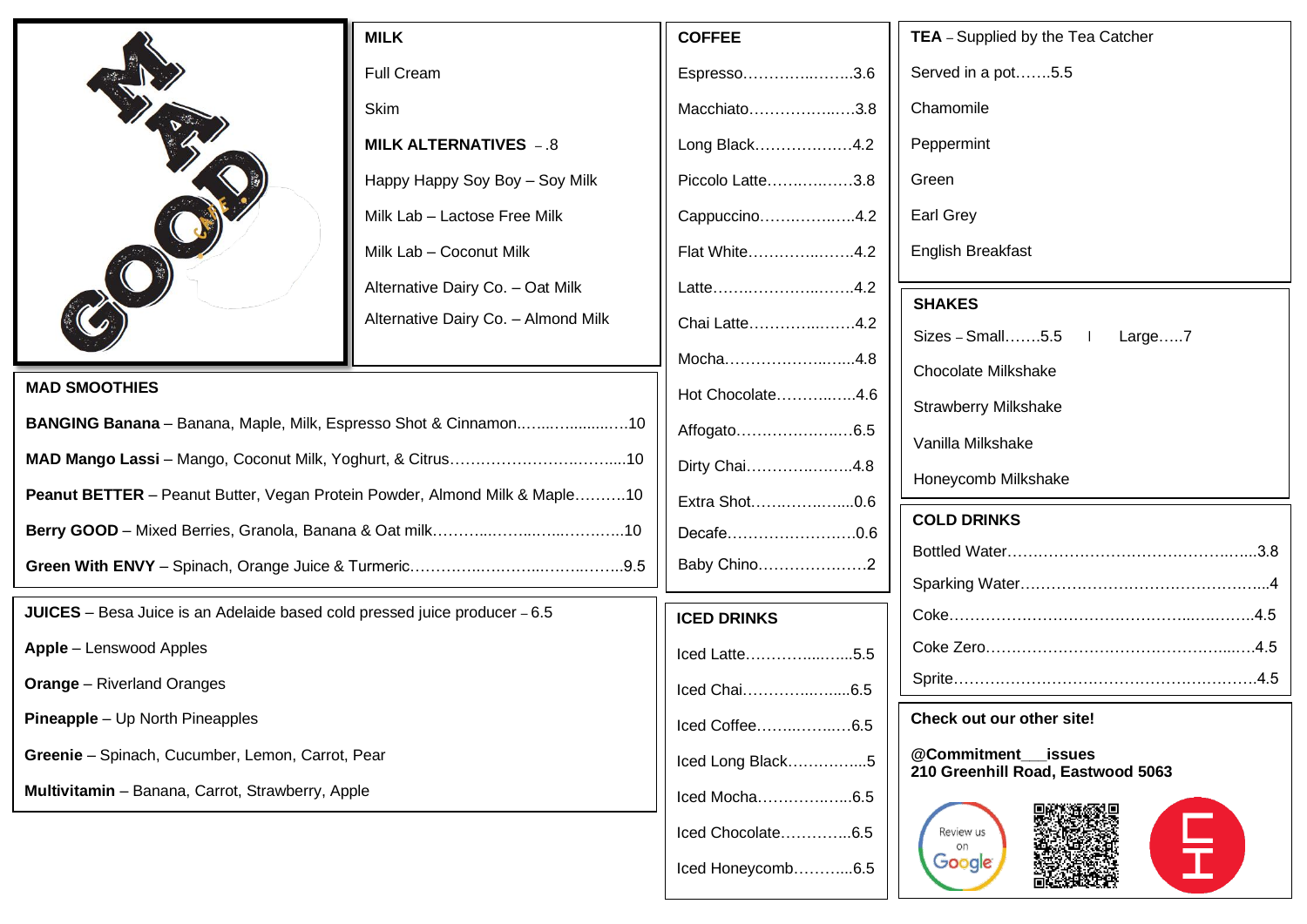MAD GOOD CAFE

## MILK

Full Cream

Skim

**MILK ALTERNATIVES** – .8

Happy Happy Soy Boy – Soy Milk

Milk Lab – Lactose Free Milk

Milk Lab – Coconut Milk

Alternative Dairy Co. – Oat Milk

Alternative Dairy Co. – Almond Milk

## MAD SMOOTHIES

**BANGING Banana** – Banana, Maple, Milk, Espresso Shot & Cinnamon……………….10

**MAD Mango Lassi** – Mango, Coconut Milk, Yoghurt, & Citrus……………………….....10

**Peanut BETTER** – Peanut Butter, Vegan Protein Powder, Almond Milk & Maple……….10

**Berry GOOD** – Mixed Berries, Granola, Banana & Oat milk……………………………..10

**Green With ENVY** – Spinach, Orange Juice & Turmeric………………………………..9.5

## JUICES

**JUICES** – Besa Juice is an Adelaide based cold pressed juice producer – 6.5

**Apple** – Lenswood Apples

**Orange** – Riverland Oranges

**Pineapple** – Up North Pineapples

**Greenie** – Spinach, Cucumber, Lemon, Carrot, Pear

**Multivitamin** – Banana, Carrot, Strawberry, Apple

## COFFEE

Espresso……………………3.6

Macchiato…………………3.8

Long Black………………4.2

Piccolo Latte……………3.8

Cappuccino………………4.2

Flat White………………4.2

Latte………………………4.2

Chai Latte………………4.2

Mocha……………………4.8

Hot Chocolate…………4.6

Affogato…………………6.5

Dirty Chai………………4.8

Extra Shot………………0.6

Decafe……………………0.6

Baby Chino………………2

## ICED DRINKS

Iced Latte………………5.5

Iced Chai………………6.5

Iced Coffee……………6.5

Iced Long Black………5

Iced Mocha……………6.5

Iced Chocolate…………6.5

Iced Honeycomb………6.5

## TEA

**TEA** – Supplied by the Tea Catcher

Served in a pot…….5.5

Chamomile

Peppermint

Green

Earl Grey

English Breakfast

## SHAKES

Sizes – Small…….5.5 | Large…..7

Chocolate Milkshake

Strawberry Milkshake

Vanilla Milkshake

Honeycomb Milkshake

## COLD DRINKS

Bottled Water……………………………………3.8

Sparking Water…………………………………4

Coke………………………………………………4.5

Coke Zero…………………………………………4.5

Sprite………………………………………………4.5

**Check out our other site!**

**@Commitment___issues**
**210 Greenhill Road, Eastwood 5063**

Review us on Google